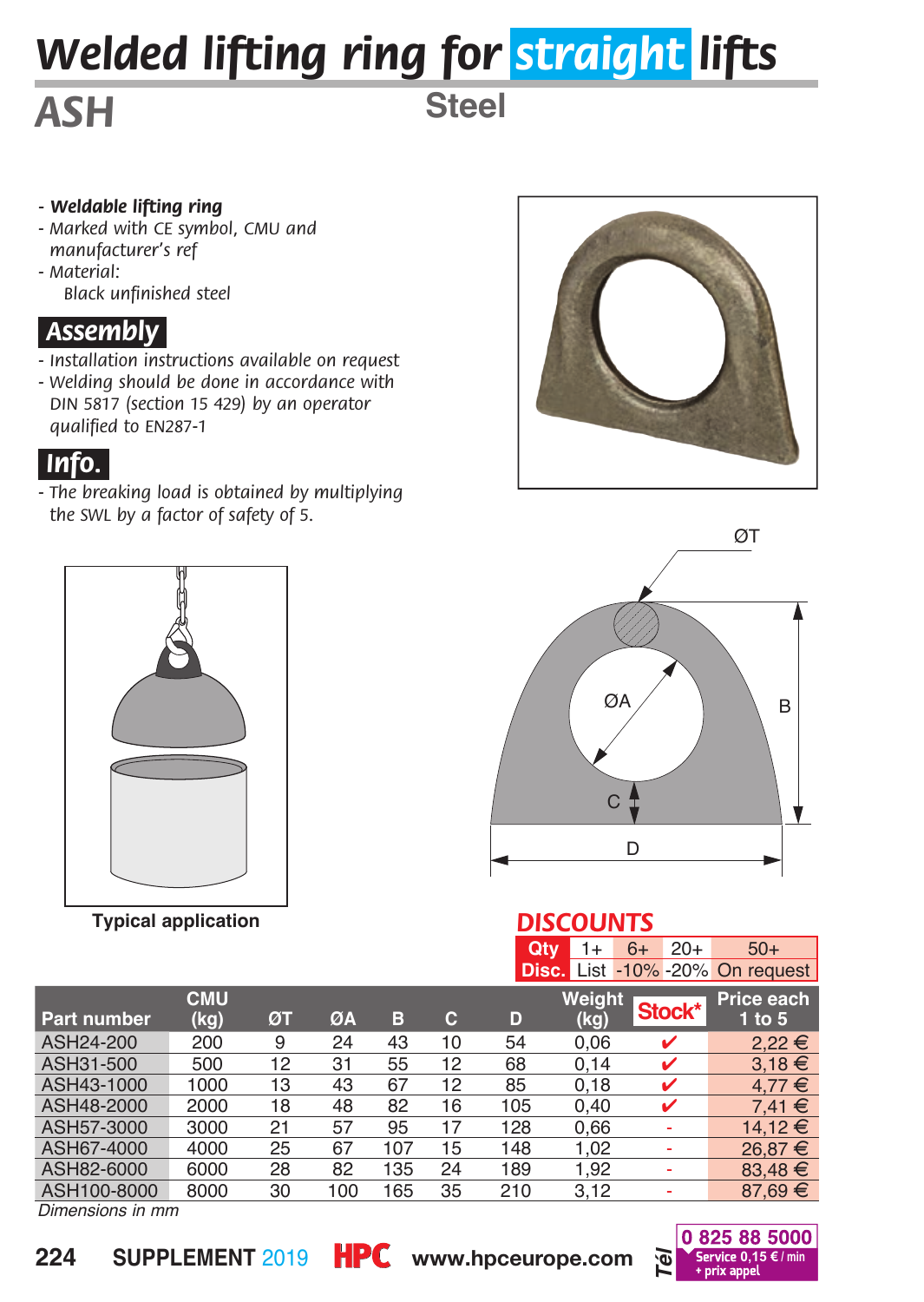# Welded lifting ring for straight lifts

## ASH

Steel

- ***Weldable lifting ring***
- *Marked with CE symbol, CMU and manufacturer's ref*
- *Material:*
  *Black unfinished steel*

### Assembly

- *Installation instructions available on request*
- *Welding should be done in accordance with DIN 5817 (section 15 429) by an operator qualified to EN287-1*

### Info.

- *The breaking load is obtained by multiplying the SWL by a factor of safety of 5.*

Typical application

ØT ØA B C D

## DISCOUNTS

| Qty | 1+ | 6+ | 20+ | 50+ |
|---|---|---|---|---|
| Disc. | List | -10% | -20% | On request |

| Part number | CMU (kg) | ØT | ØA | B | C | D | Weight (kg) | Stock* | Price each 1 to 5 |
|---|---|---|---|---|---|---|---|---|---|
| ASH24-200 | 200 | 9 | 24 | 43 | 10 | 54 | 0,06 | ✔ | 2,22 € |
| ASH31-500 | 500 | 12 | 31 | 55 | 12 | 68 | 0,14 | ✔ | 3,18 € |
| ASH43-1000 | 1000 | 13 | 43 | 67 | 12 | 85 | 0,18 | ✔ | 4,77 € |
| ASH48-2000 | 2000 | 18 | 48 | 82 | 16 | 105 | 0,40 | ✔ | 7,41 € |
| ASH57-3000 | 3000 | 21 | 57 | 95 | 17 | 128 | 0,66 | - | 14,12 € |
| ASH67-4000 | 4000 | 25 | 67 | 107 | 15 | 148 | 1,02 | - | 26,87 € |
| ASH82-6000 | 6000 | 28 | 82 | 135 | 24 | 189 | 1,92 | - | 83,48 € |
| ASH100-8000 | 8000 | 30 | 100 | 165 | 35 | 210 | 3,12 | - | 87,69 € |

*Dimensions in mm*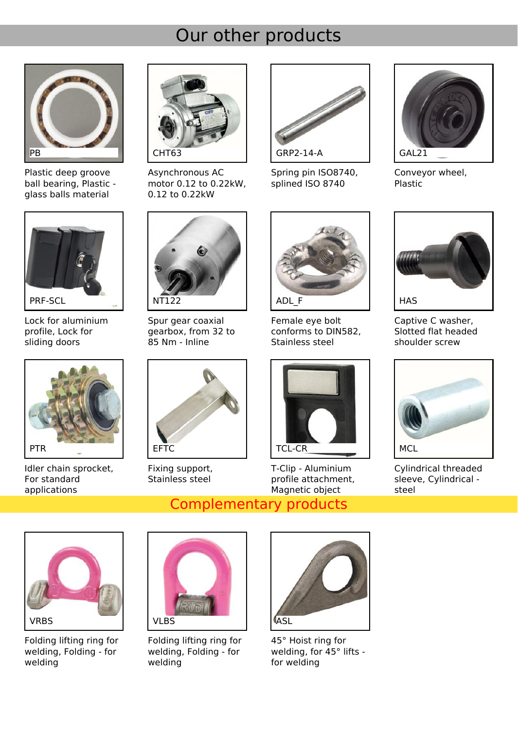# Our other products

PB

Plastic deep groove ball bearing, Plastic - glass balls material

CHT63

Asynchronous AC motor 0.12 to 0.22kW, 0.12 to 0.22kW

GRP2-14-A

Spring pin ISO8740, splined ISO 8740

GAL21

Conveyor wheel, Plastic

PRF-SCL

Lock for aluminium profile, Lock for sliding doors

NT122

Spur gear coaxial gearbox, from 32 to 85 Nm - Inline

ADL_F

Female eye bolt conforms to DIN582, Stainless steel

HAS

Captive C washer, Slotted flat headed shoulder screw

PTR

Idler chain sprocket, For standard applications

EFTC

Fixing support, Stainless steel

TCL-CR

T-Clip - Aluminium profile attachment, Magnetic object

MCL

Cylindrical threaded sleeve, Cylindrical - steel

# Complementary products

VRBS

Folding lifting ring for welding, Folding - for welding

VLBS

Folding lifting ring for welding, Folding - for welding

ASL

45° Hoist ring for welding, for 45° lifts - for welding